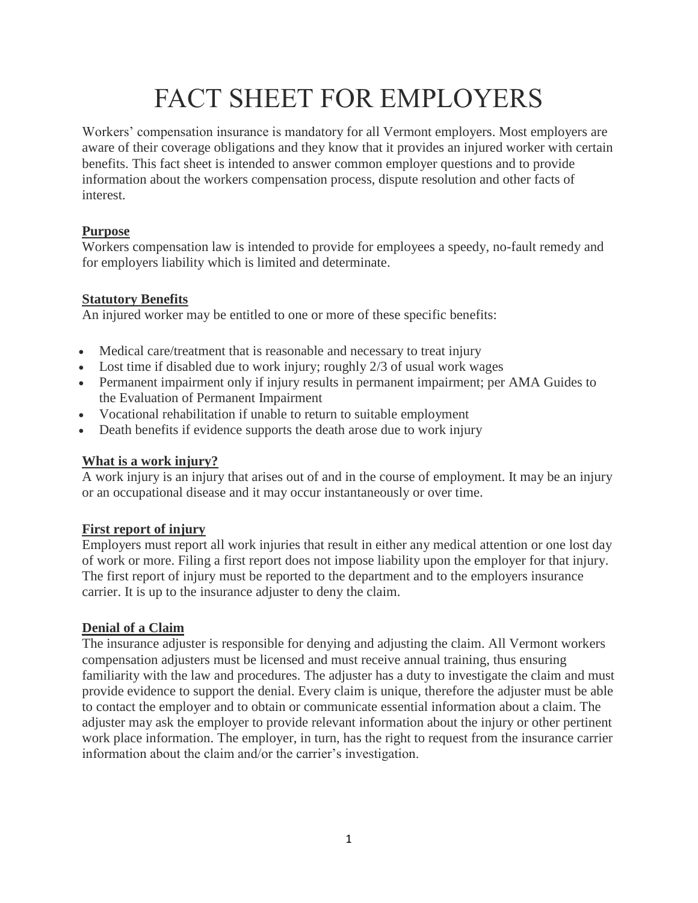# FACT SHEET FOR EMPLOYERS

Workers' compensation insurance is mandatory for all Vermont employers. Most employers are aware of their coverage obligations and they know that it provides an injured worker with certain benefits. This fact sheet is intended to answer common employer questions and to provide information about the workers compensation process, dispute resolution and other facts of interest.

## Purpose

Workers compensation law is intended to provide for employees a speedy, no-fault remedy and for employers liability which is limited and determinate.

## Statutory Benefits

An injured worker may be entitled to one or more of these specific benefits:

- Medical care/treatment that is reasonable and necessary to treat injury
- Lost time if disabled due to work injury; roughly 2/3 of usual work wages
- Permanent impairment only if injury results in permanent impairment; per AMA Guides to the Evaluation of Permanent Impairment
- Vocational rehabilitation if unable to return to suitable employment
- Death benefits if evidence supports the death arose due to work injury

## What is a work injury?

A work injury is an injury that arises out of and in the course of employment. It may be an injury or an occupational disease and it may occur instantaneously or over time.

## First report of injury

Employers must report all work injuries that result in either any medical attention or one lost day of work or more. Filing a first report does not impose liability upon the employer for that injury. The first report of injury must be reported to the department and to the employers insurance carrier. It is up to the insurance adjuster to deny the claim.

## Denial of a Claim

The insurance adjuster is responsible for denying and adjusting the claim. All Vermont workers compensation adjusters must be licensed and must receive annual training, thus ensuring familiarity with the law and procedures. The adjuster has a duty to investigate the claim and must provide evidence to support the denial. Every claim is unique, therefore the adjuster must be able to contact the employer and to obtain or communicate essential information about a claim. The adjuster may ask the employer to provide relevant information about the injury or other pertinent work place information. The employer, in turn, has the right to request from the insurance carrier information about the claim and/or the carrier's investigation.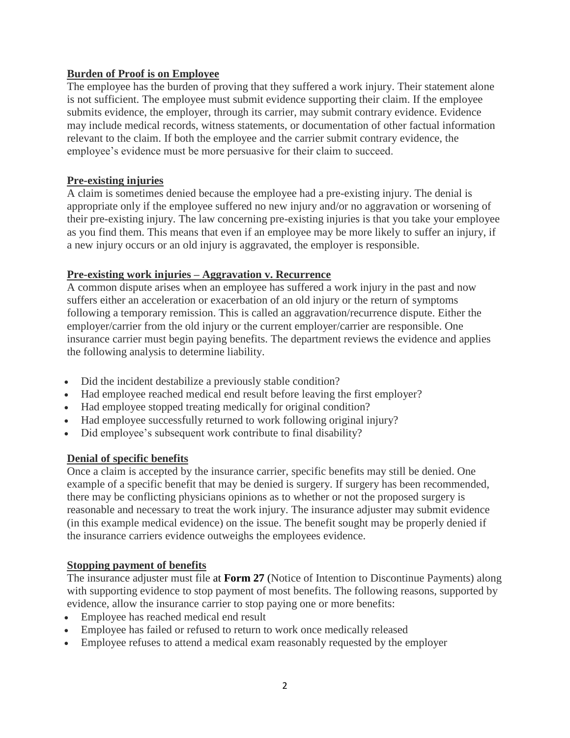**Burden of Proof is on Employee**

The employee has the burden of proving that they suffered a work injury. Their statement alone is not sufficient. The employee must submit evidence supporting their claim. If the employee submits evidence, the employer, through its carrier, may submit contrary evidence. Evidence may include medical records, witness statements, or documentation of other factual information relevant to the claim. If both the employee and the carrier submit contrary evidence, the employee's evidence must be more persuasive for their claim to succeed.

**Pre-existing injuries**

A claim is sometimes denied because the employee had a pre-existing injury. The denial is appropriate only if the employee suffered no new injury and/or no aggravation or worsening of their pre-existing injury. The law concerning pre-existing injuries is that you take your employee as you find them. This means that even if an employee may be more likely to suffer an injury, if a new injury occurs or an old injury is aggravated, the employer is responsible.

**Pre-existing work injuries – Aggravation v. Recurrence**

A common dispute arises when an employee has suffered a work injury in the past and now suffers either an acceleration or exacerbation of an old injury or the return of symptoms following a temporary remission. This is called an aggravation/recurrence dispute. Either the employer/carrier from the old injury or the current employer/carrier are responsible. One insurance carrier must begin paying benefits. The department reviews the evidence and applies the following analysis to determine liability.

- Did the incident destabilize a previously stable condition?
- Had employee reached medical end result before leaving the first employer?
- Had employee stopped treating medically for original condition?
- Had employee successfully returned to work following original injury?
- Did employee's subsequent work contribute to final disability?

**Denial of specific benefits**

Once a claim is accepted by the insurance carrier, specific benefits may still be denied. One example of a specific benefit that may be denied is surgery. If surgery has been recommended, there may be conflicting physicians opinions as to whether or not the proposed surgery is reasonable and necessary to treat the work injury. The insurance adjuster may submit evidence (in this example medical evidence) on the issue. The benefit sought may be properly denied if the insurance carriers evidence outweighs the employees evidence.

**Stopping payment of benefits**

The insurance adjuster must file at **Form 27** (Notice of Intention to Discontinue Payments) along with supporting evidence to stop payment of most benefits. The following reasons, supported by evidence, allow the insurance carrier to stop paying one or more benefits:

- Employee has reached medical end result
- Employee has failed or refused to return to work once medically released
- Employee refuses to attend a medical exam reasonably requested by the employer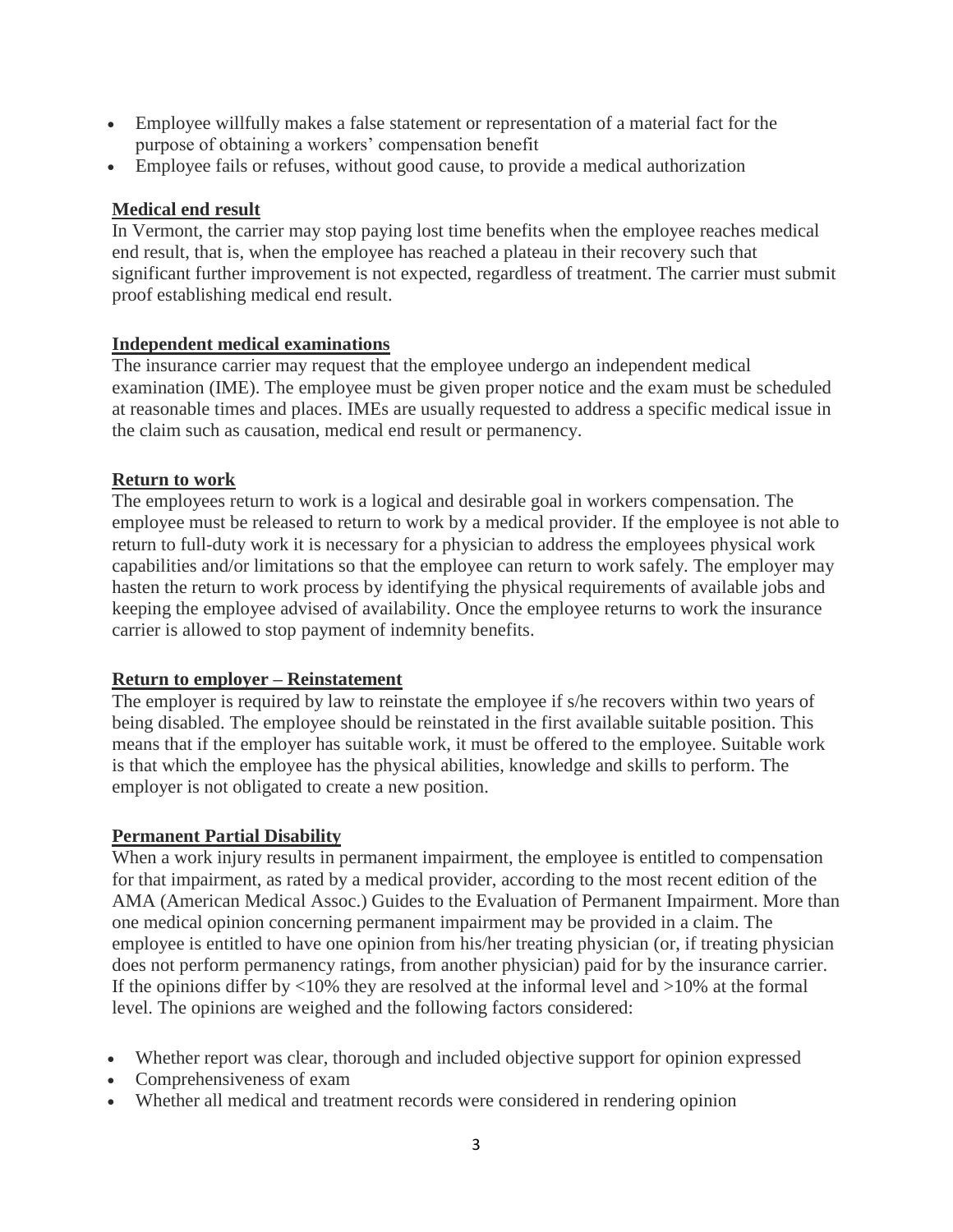- Employee willfully makes a false statement or representation of a material fact for the purpose of obtaining a workers' compensation benefit
- Employee fails or refuses, without good cause, to provide a medical authorization

**Medical end result**

In Vermont, the carrier may stop paying lost time benefits when the employee reaches medical end result, that is, when the employee has reached a plateau in their recovery such that significant further improvement is not expected, regardless of treatment. The carrier must submit proof establishing medical end result.

**Independent medical examinations**

The insurance carrier may request that the employee undergo an independent medical examination (IME). The employee must be given proper notice and the exam must be scheduled at reasonable times and places. IMEs are usually requested to address a specific medical issue in the claim such as causation, medical end result or permanency.

**Return to work**

The employees return to work is a logical and desirable goal in workers compensation. The employee must be released to return to work by a medical provider. If the employee is not able to return to full-duty work it is necessary for a physician to address the employees physical work capabilities and/or limitations so that the employee can return to work safely. The employer may hasten the return to work process by identifying the physical requirements of available jobs and keeping the employee advised of availability. Once the employee returns to work the insurance carrier is allowed to stop payment of indemnity benefits.

**Return to employer – Reinstatement**

The employer is required by law to reinstate the employee if s/he recovers within two years of being disabled. The employee should be reinstated in the first available suitable position. This means that if the employer has suitable work, it must be offered to the employee. Suitable work is that which the employee has the physical abilities, knowledge and skills to perform. The employer is not obligated to create a new position.

**Permanent Partial Disability**

When a work injury results in permanent impairment, the employee is entitled to compensation for that impairment, as rated by a medical provider, according to the most recent edition of the AMA (American Medical Assoc.) Guides to the Evaluation of Permanent Impairment. More than one medical opinion concerning permanent impairment may be provided in a claim. The employee is entitled to have one opinion from his/her treating physician (or, if treating physician does not perform permanency ratings, from another physician) paid for by the insurance carrier. If the opinions differ by <10% they are resolved at the informal level and >10% at the formal level. The opinions are weighed and the following factors considered:

- Whether report was clear, thorough and included objective support for opinion expressed
- Comprehensiveness of exam
- Whether all medical and treatment records were considered in rendering opinion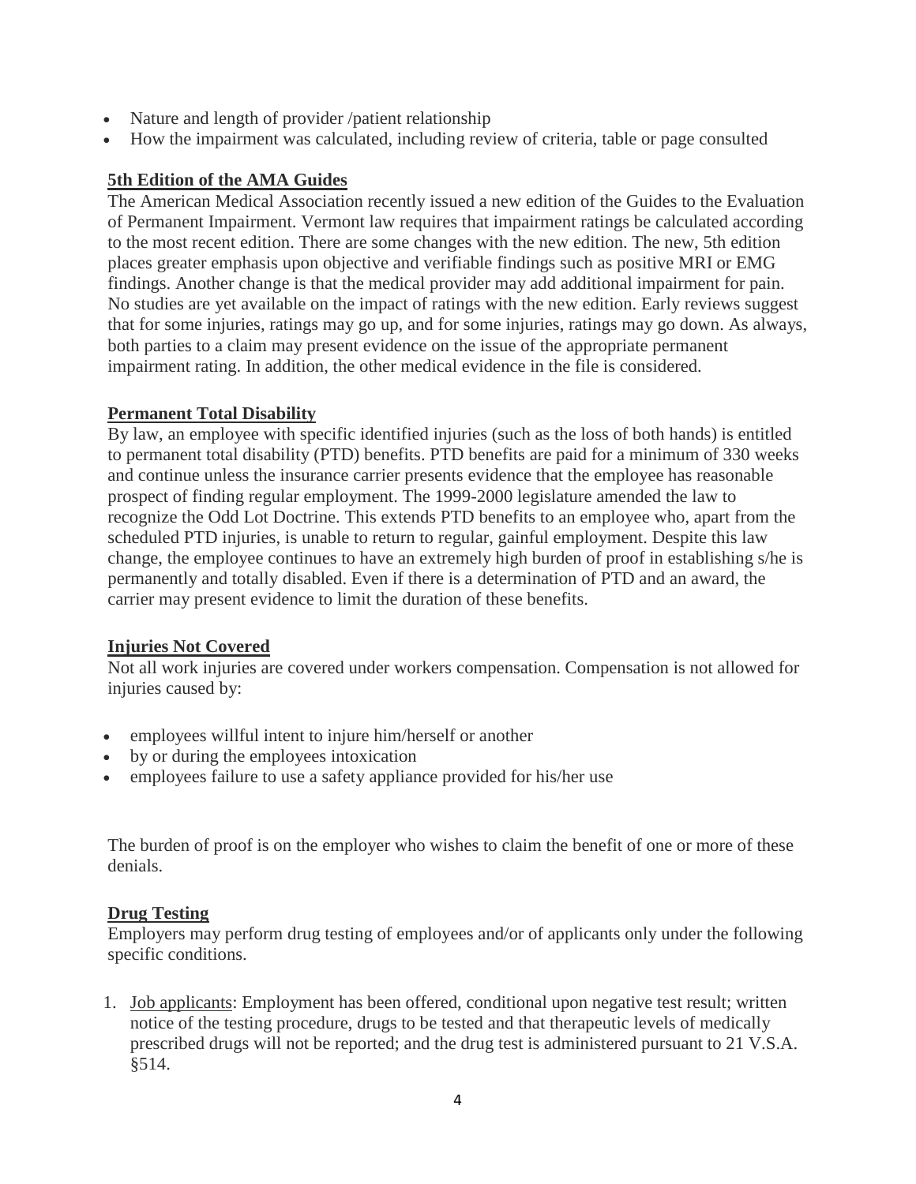- Nature and length of provider /patient relationship
- How the impairment was calculated, including review of criteria, table or page consulted

## 5th Edition of the AMA Guides

The American Medical Association recently issued a new edition of the Guides to the Evaluation of Permanent Impairment. Vermont law requires that impairment ratings be calculated according to the most recent edition. There are some changes with the new edition. The new, 5th edition places greater emphasis upon objective and verifiable findings such as positive MRI or EMG findings. Another change is that the medical provider may add additional impairment for pain. No studies are yet available on the impact of ratings with the new edition. Early reviews suggest that for some injuries, ratings may go up, and for some injuries, ratings may go down. As always, both parties to a claim may present evidence on the issue of the appropriate permanent impairment rating. In addition, the other medical evidence in the file is considered.

## Permanent Total Disability

By law, an employee with specific identified injuries (such as the loss of both hands) is entitled to permanent total disability (PTD) benefits. PTD benefits are paid for a minimum of 330 weeks and continue unless the insurance carrier presents evidence that the employee has reasonable prospect of finding regular employment. The 1999-2000 legislature amended the law to recognize the Odd Lot Doctrine. This extends PTD benefits to an employee who, apart from the scheduled PTD injuries, is unable to return to regular, gainful employment. Despite this law change, the employee continues to have an extremely high burden of proof in establishing s/he is permanently and totally disabled. Even if there is a determination of PTD and an award, the carrier may present evidence to limit the duration of these benefits.

## Injuries Not Covered

Not all work injuries are covered under workers compensation. Compensation is not allowed for injuries caused by:

- employees willful intent to injure him/herself or another
- by or during the employees intoxication
- employees failure to use a safety appliance provided for his/her use

The burden of proof is on the employer who wishes to claim the benefit of one or more of these denials.

## Drug Testing

Employers may perform drug testing of employees and/or of applicants only under the following specific conditions.

1. Job applicants: Employment has been offered, conditional upon negative test result; written notice of the testing procedure, drugs to be tested and that therapeutic levels of medically prescribed drugs will not be reported; and the drug test is administered pursuant to 21 V.S.A. §514.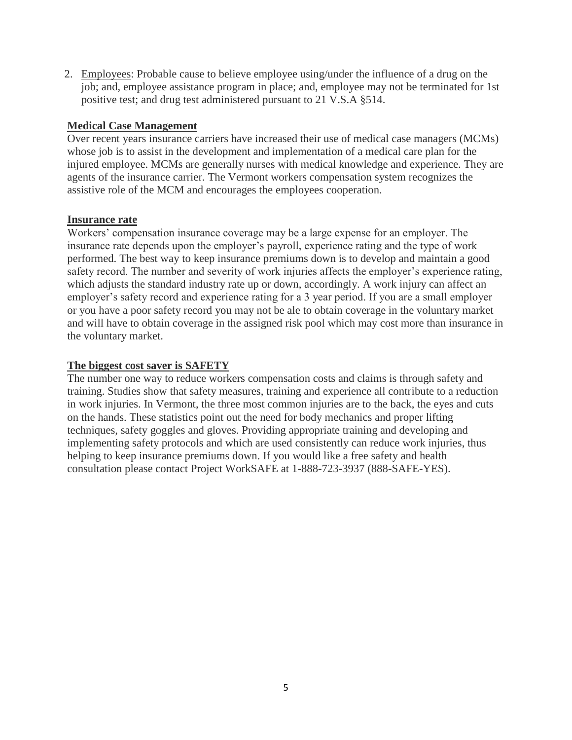2. Employees: Probable cause to believe employee using/under the influence of a drug on the job; and, employee assistance program in place; and, employee may not be terminated for 1st positive test; and drug test administered pursuant to 21 V.S.A §514.

## Medical Case Management

Over recent years insurance carriers have increased their use of medical case managers (MCMs) whose job is to assist in the development and implementation of a medical care plan for the injured employee. MCMs are generally nurses with medical knowledge and experience. They are agents of the insurance carrier. The Vermont workers compensation system recognizes the assistive role of the MCM and encourages the employees cooperation.

## Insurance rate

Workers' compensation insurance coverage may be a large expense for an employer. The insurance rate depends upon the employer's payroll, experience rating and the type of work performed. The best way to keep insurance premiums down is to develop and maintain a good safety record. The number and severity of work injuries affects the employer's experience rating, which adjusts the standard industry rate up or down, accordingly. A work injury can affect an employer's safety record and experience rating for a 3 year period. If you are a small employer or you have a poor safety record you may not be ale to obtain coverage in the voluntary market and will have to obtain coverage in the assigned risk pool which may cost more than insurance in the voluntary market.

## The biggest cost saver is SAFETY

The number one way to reduce workers compensation costs and claims is through safety and training. Studies show that safety measures, training and experience all contribute to a reduction in work injuries. In Vermont, the three most common injuries are to the back, the eyes and cuts on the hands. These statistics point out the need for body mechanics and proper lifting techniques, safety goggles and gloves. Providing appropriate training and developing and implementing safety protocols and which are used consistently can reduce work injuries, thus helping to keep insurance premiums down. If you would like a free safety and health consultation please contact Project WorkSAFE at 1-888-723-3937 (888-SAFE-YES).